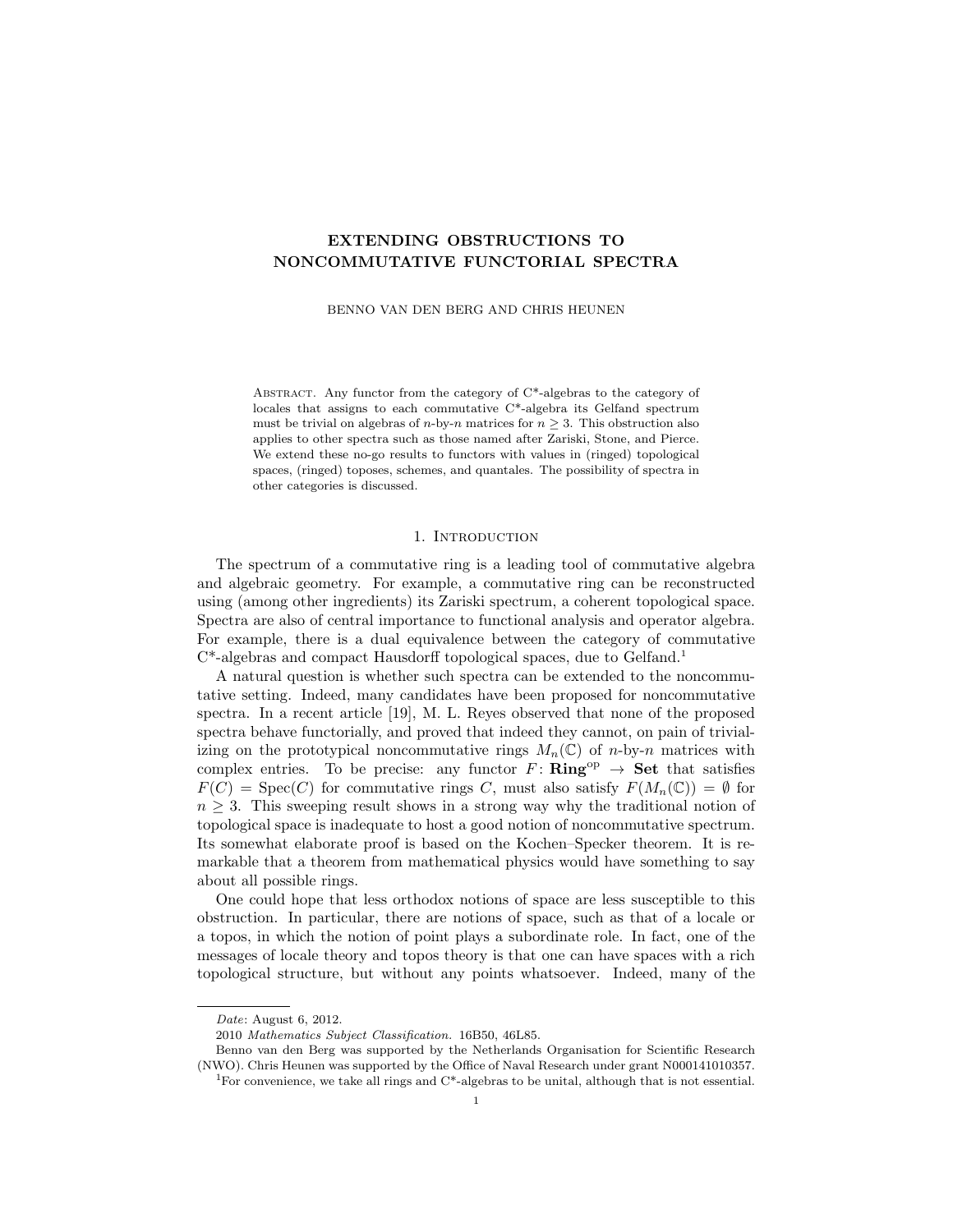# EXTENDING OBSTRUCTIONS TO NONCOMMUTATIVE FUNCTORIAL SPECTRA

BENNO VAN DEN BERG AND CHRIS HEUNEN

Abstract. Any functor from the category of C\*-algebras to the category of locales that assigns to each commutative C\*-algebra its Gelfand spectrum must be trivial on algebras of $n$-by-$n$ matrices for $n \geq 3$. This obstruction also applies to other spectra such as those named after Zariski, Stone, and Pierce. We extend these no-go results to functors with values in (ringed) topological spaces, (ringed) toposes, schemes, and quantales. The possibility of spectra in other categories is discussed.

## 1. Introduction

The spectrum of a commutative ring is a leading tool of commutative algebra and algebraic geometry. For example, a commutative ring can be reconstructed using (among other ingredients) its Zariski spectrum, a coherent topological space. Spectra are also of central importance to functional analysis and operator algebra. For example, there is a dual equivalence between the category of commutative C\*-algebras and compact Hausdorff topological spaces, due to Gelfand.[1]

A natural question is whether such spectra can be extended to the noncommutative setting. Indeed, many candidates have been proposed for noncommutative spectra. In a recent article [19], M. L. Reyes observed that none of the proposed spectra behave functorially, and proved that indeed they cannot, on pain of trivializing on the prototypical noncommutative rings $M_n(\mathbb{C})$ of $n$-by-$n$ matrices with complex entries. To be precise: any functor $F\colon \mathbf{Ring}^{\mathrm{op}} \to \mathbf{Set}$ that satisfies $F(C) = \mathrm{Spec}(C)$ for commutative rings $C$, must also satisfy $F(M_n(\mathbb{C})) = \emptyset$ for $n \geq 3$. This sweeping result shows in a strong way why the traditional notion of topological space is inadequate to host a good notion of noncommutative spectrum. Its somewhat elaborate proof is based on the Kochen–Specker theorem. It is remarkable that a theorem from mathematical physics would have something to say about all possible rings.

One could hope that less orthodox notions of space are less susceptible to this obstruction. In particular, there are notions of space, such as that of a locale or a topos, in which the notion of point plays a subordinate role. In fact, one of the messages of locale theory and topos theory is that one can have spaces with a rich topological structure, but without any points whatsoever. Indeed, many of the

---

*Date*: August 6, 2012.

2010 *Mathematics Subject Classification.* 16B50, 46L85.

Benno van den Berg was supported by the Netherlands Organisation for Scientific Research (NWO). Chris Heunen was supported by the Office of Naval Research under grant N000141010357.

[1] For convenience, we take all rings and C\*-algebras to be unital, although that is not essential.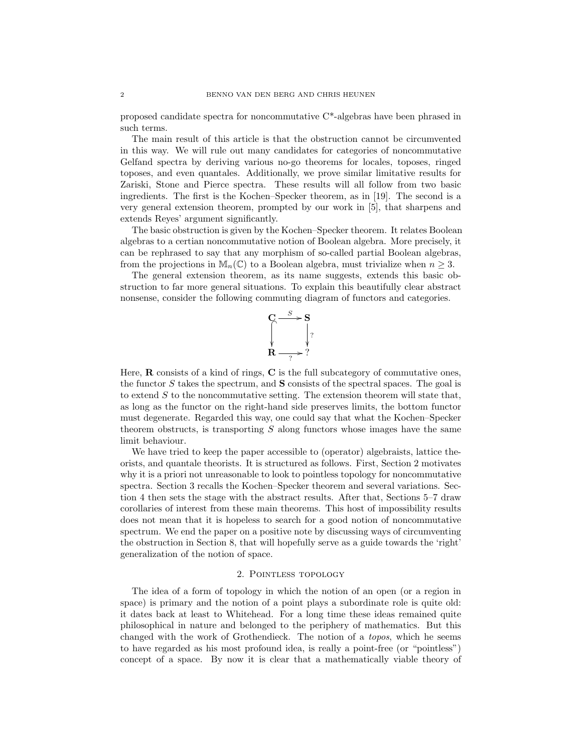proposed candidate spectra for noncommutative C*-algebras have been phrased in such terms.

The main result of this article is that the obstruction cannot be circumvented in this way. We will rule out many candidates for categories of noncommutative Gelfand spectra by deriving various no-go theorems for locales, toposes, ringed toposes, and even quantales. Additionally, we prove similar limitative results for Zariski, Stone and Pierce spectra. These results will all follow from two basic ingredients. The first is the Kochen–Specker theorem, as in [19]. The second is a very general extension theorem, prompted by our work in [5], that sharpens and extends Reyes' argument significantly.

The basic obstruction is given by the Kochen–Specker theorem. It relates Boolean algebras to a certian noncommutative notion of Boolean algebra. More precisely, it can be rephrased to say that any morphism of so-called partial Boolean algebras, from the projections in $\mathbb{M}_n(\mathbb{C})$ to a Boolean algebra, must trivialize when $n \geq 3$.

The general extension theorem, as its name suggests, extends this basic obstruction to far more general situations. To explain this beautifully clear abstract nonsense, consider the following commuting diagram of functors and categories.

$$\begin{array}{ccc} \mathbf{C} & \xrightarrow{S} & \mathbf{S} \\ \big\downarrow & & \big\downarrow ? \\ \mathbf{R} & \xrightarrow[?]{} & ? \end{array}$$

Here, $\mathbf{R}$ consists of a kind of rings, $\mathbf{C}$ is the full subcategory of commutative ones, the functor $S$ takes the spectrum, and $\mathbf{S}$ consists of the spectral spaces. The goal is to extend $S$ to the noncommutative setting. The extension theorem will state that, as long as the functor on the right-hand side preserves limits, the bottom functor must degenerate. Regarded this way, one could say that what the Kochen–Specker theorem obstructs, is transporting $S$ along functors whose images have the same limit behaviour.

We have tried to keep the paper accessible to (operator) algebraists, lattice theorists, and quantale theorists. It is structured as follows. First, Section 2 motivates why it is a priori not unreasonable to look to pointless topology for noncommutative spectra. Section 3 recalls the Kochen–Specker theorem and several variations. Section 4 then sets the stage with the abstract results. After that, Sections 5–7 draw corollaries of interest from these main theorems. This host of impossibility results does not mean that it is hopeless to search for a good notion of noncommutative spectrum. We end the paper on a positive note by discussing ways of circumventing the obstruction in Section 8, that will hopefully serve as a guide towards the 'right' generalization of the notion of space.

## 2. Pointless topology

The idea of a form of topology in which the notion of an open (or a region in space) is primary and the notion of a point plays a subordinate role is quite old: it dates back at least to Whitehead. For a long time these ideas remained quite philosophical in nature and belonged to the periphery of mathematics. But this changed with the work of Grothendieck. The notion of a *topos*, which he seems to have regarded as his most profound idea, is really a point-free (or "pointless") concept of a space. By now it is clear that a mathematically viable theory of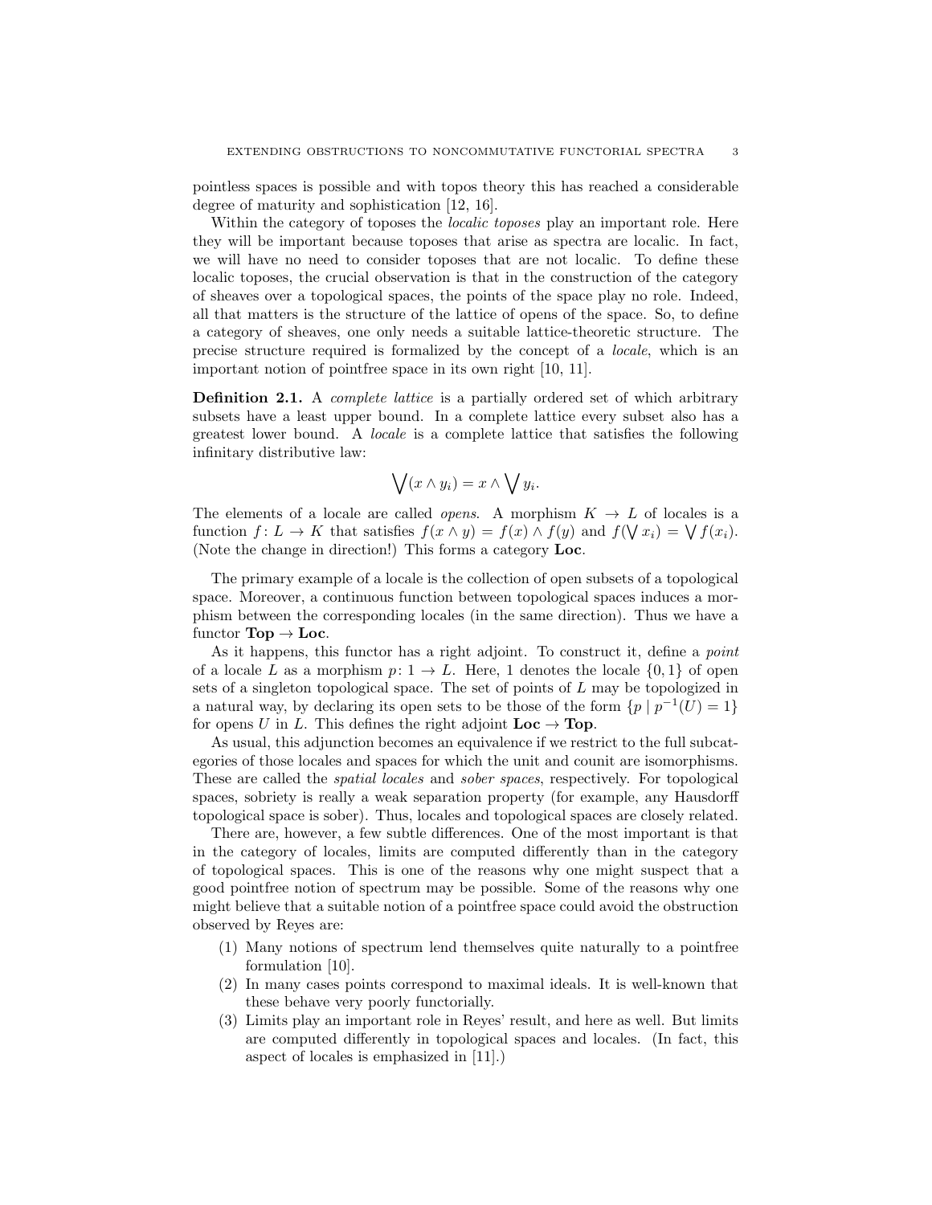pointless spaces is possible and with topos theory this has reached a considerable degree of maturity and sophistication [12, 16].

Within the category of toposes the *localic toposes* play an important role. Here they will be important because toposes that arise as spectra are localic. In fact, we will have no need to consider toposes that are not localic. To define these localic toposes, the crucial observation is that in the construction of the category of sheaves over a topological spaces, the points of the space play no role. Indeed, all that matters is the structure of the lattice of opens of the space. So, to define a category of sheaves, one only needs a suitable lattice-theoretic structure. The precise structure required is formalized by the concept of a *locale*, which is an important notion of pointfree space in its own right [10, 11].

**Definition 2.1.** A *complete lattice* is a partially ordered set of which arbitrary subsets have a least upper bound. In a complete lattice every subset also has a greatest lower bound. A *locale* is a complete lattice that satisfies the following infinitary distributive law:

$$\bigvee (x \wedge y_i) = x \wedge \bigvee y_i.$$

The elements of a locale are called *opens*. A morphism $K \to L$ of locales is a function $f\colon L \to K$ that satisfies $f(x \wedge y) = f(x) \wedge f(y)$ and $f(\bigvee x_i) = \bigvee f(x_i)$. (Note the change in direction!) This forms a category **Loc**.

The primary example of a locale is the collection of open subsets of a topological space. Moreover, a continuous function between topological spaces induces a morphism between the corresponding locales (in the same direction). Thus we have a functor $\mathbf{Top} \to \mathbf{Loc}$.

As it happens, this functor has a right adjoint. To construct it, define a *point* of a locale $L$ as a morphism $p\colon 1 \to L$. Here, 1 denotes the locale $\{0, 1\}$ of open sets of a singleton topological space. The set of points of $L$ may be topologized in a natural way, by declaring its open sets to be those of the form $\{p \mid p^{-1}(U) = 1\}$ for opens $U$ in $L$. This defines the right adjoint $\mathbf{Loc} \to \mathbf{Top}$.

As usual, this adjunction becomes an equivalence if we restrict to the full subcategories of those locales and spaces for which the unit and counit are isomorphisms. These are called the *spatial locales* and *sober spaces*, respectively. For topological spaces, sobriety is really a weak separation property (for example, any Hausdorff topological space is sober). Thus, locales and topological spaces are closely related.

There are, however, a few subtle differences. One of the most important is that in the category of locales, limits are computed differently than in the category of topological spaces. This is one of the reasons why one might suspect that a good pointfree notion of spectrum may be possible. Some of the reasons why one might believe that a suitable notion of a pointfree space could avoid the obstruction observed by Reyes are:

1. Many notions of spectrum lend themselves quite naturally to a pointfree formulation [10].
2. In many cases points correspond to maximal ideals. It is well-known that these behave very poorly functorially.
3. Limits play an important role in Reyes' result, and here as well. But limits are computed differently in topological spaces and locales. (In fact, this aspect of locales is emphasized in [11].)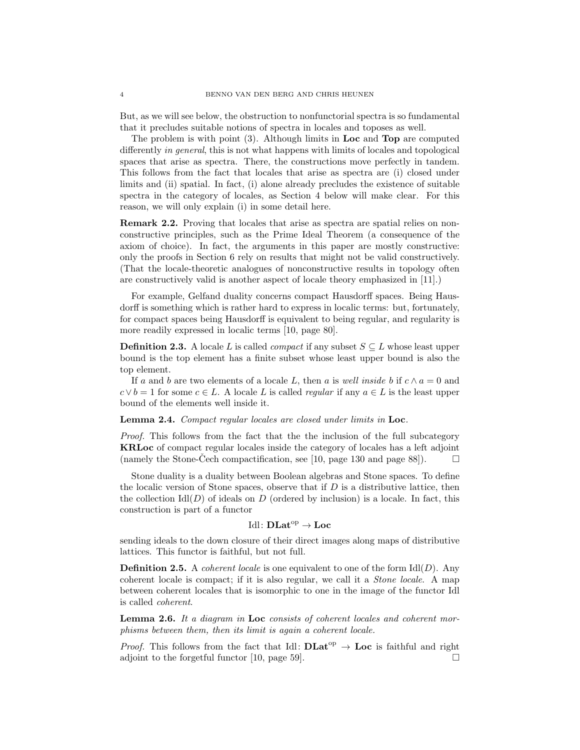But, as we will see below, the obstruction to nonfunctorial spectra is so fundamental that it precludes suitable notions of spectra in locales and toposes as well.

The problem is with point (3). Although limits in **Loc** and **Top** are computed differently *in general*, this is not what happens with limits of locales and topological spaces that arise as spectra. There, the constructions move perfectly in tandem. This follows from the fact that locales that arise as spectra are (i) closed under limits and (ii) spatial. In fact, (i) alone already precludes the existence of suitable spectra in the category of locales, as Section 4 below will make clear. For this reason, we will only explain (i) in some detail here.

**Remark 2.2.** Proving that locales that arise as spectra are spatial relies on nonconstructive principles, such as the Prime Ideal Theorem (a consequence of the axiom of choice). In fact, the arguments in this paper are mostly constructive: only the proofs in Section 6 rely on results that might not be valid constructively. (That the locale-theoretic analogues of nonconstructive results in topology often are constructively valid is another aspect of locale theory emphasized in [11].)

For example, Gelfand duality concerns compact Hausdorff spaces. Being Hausdorff is something which is rather hard to express in localic terms: but, fortunately, for compact spaces being Hausdorff is equivalent to being regular, and regularity is more readily expressed in localic terms [10, page 80].

**Definition 2.3.** A locale $L$ is called *compact* if any subset $S \subseteq L$ whose least upper bound is the top element has a finite subset whose least upper bound is also the top element.

If $a$ and $b$ are two elements of a locale $L$, then $a$ is *well inside* $b$ if $c \wedge a = 0$ and $c \vee b = 1$ for some $c \in L$. A locale $L$ is called *regular* if any $a \in L$ is the least upper bound of the elements well inside it.

**Lemma 2.4.** *Compact regular locales are closed under limits in* **Loc**.

*Proof.* This follows from the fact that the the inclusion of the full subcategory **KRLoc** of compact regular locales inside the category of locales has a left adjoint (namely the Stone-Čech compactification, see [10, page 130 and page 88]). $\square$

Stone duality is a duality between Boolean algebras and Stone spaces. To define the localic version of Stone spaces, observe that if $D$ is a distributive lattice, then the collection $\mathrm{Idl}(D)$ of ideals on $D$ (ordered by inclusion) is a locale. In fact, this construction is part of a functor

$$\mathrm{Idl}\colon \mathbf{DLat}^{\mathrm{op}} \to \mathbf{Loc}$$

sending ideals to the down closure of their direct images along maps of distributive lattices. This functor is faithful, but not full.

**Definition 2.5.** A *coherent locale* is one equivalent to one of the form $\mathrm{Idl}(D)$. Any coherent locale is compact; if it is also regular, we call it a *Stone locale*. A map between coherent locales that is isomorphic to one in the image of the functor Idl is called *coherent*.

**Lemma 2.6.** *It a diagram in* **Loc** *consists of coherent locales and coherent morphisms between them, then its limit is again a coherent locale.*

*Proof.* This follows from the fact that $\mathrm{Idl}\colon \mathbf{DLat}^{\mathrm{op}} \to \mathbf{Loc}$ is faithful and right adjoint to the forgetful functor [10, page 59]. $\square$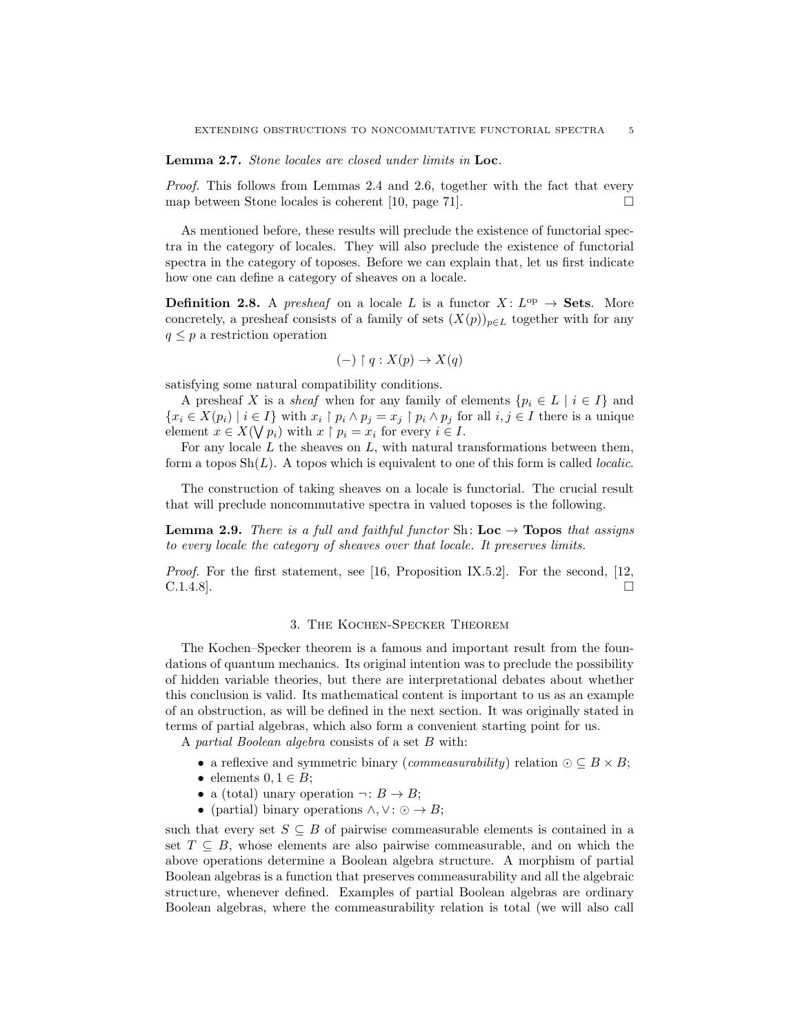**Lemma 2.7.** *Stone locales are closed under limits in* **Loc**.

*Proof.* This follows from Lemmas 2.4 and 2.6, together with the fact that every map between Stone locales is coherent [10, page 71]. □

As mentioned before, these results will preclude the existence of functorial spectra in the category of locales. They will also preclude the existence of functorial spectra in the category of toposes. Before we can explain that, let us first indicate how one can define a category of sheaves on a locale.

**Definition 2.8.** A *presheaf* on a locale $L$ is a functor $X\colon L^{\mathrm{op}} \to \mathbf{Sets}$. More concretely, a presheaf consists of a family of sets $(X(p))_{p\in L}$ together with for any $q \leq p$ a restriction operation

$$(-) \upharpoonright q : X(p) \to X(q)$$

satisfying some natural compatibility conditions.

A presheaf $X$ is a *sheaf* when for any family of elements $\{p_i \in L \mid i \in I\}$ and $\{x_i \in X(p_i) \mid i \in I\}$ with $x_i \upharpoonright p_i \wedge p_j = x_j \upharpoonright p_i \wedge p_j$ for all $i, j \in I$ there is a unique element $x \in X(\bigvee p_i)$ with $x \upharpoonright p_i = x_i$ for every $i \in I$.

For any locale $L$ the sheaves on $L$, with natural transformations between them, form a topos $\mathrm{Sh}(L)$. A topos which is equivalent to one of this form is called *localic*.

The construction of taking sheaves on a locale is functorial. The crucial result that will preclude noncommutative spectra in valued toposes is the following.

**Lemma 2.9.** *There is a full and faithful functor* $\mathrm{Sh}\colon \mathbf{Loc} \to \mathbf{Topos}$ *that assigns to every locale the category of sheaves over that locale. It preserves limits.*

*Proof.* For the first statement, see [16, Proposition IX.5.2]. For the second, [12, C.1.4.8]. □

## 3. The Kochen-Specker Theorem

The Kochen–Specker theorem is a famous and important result from the foundations of quantum mechanics. Its original intention was to preclude the possibility of hidden variable theories, but there are interpretational debates about whether this conclusion is valid. Its mathematical content is important to us as an example of an obstruction, as will be defined in the next section. It was originally stated in terms of partial algebras, which also form a convenient starting point for us.

A *partial Boolean algebra* consists of a set $B$ with:

- a reflexive and symmetric binary (*commeasurability*) relation $\odot \subseteq B \times B$;
- elements $0, 1 \in B$;
- a (total) unary operation $\neg\colon B \to B$;
- (partial) binary operations $\wedge, \vee\colon \odot \to B$;

such that every set $S \subseteq B$ of pairwise commeasurable elements is contained in a set $T \subseteq B$, whose elements are also pairwise commeasurable, and on which the above operations determine a Boolean algebra structure. A morphism of partial Boolean algebras is a function that preserves commeasurability and all the algebraic structure, whenever defined. Examples of partial Boolean algebras are ordinary Boolean algebras, where the commeasurability relation is total (we will also call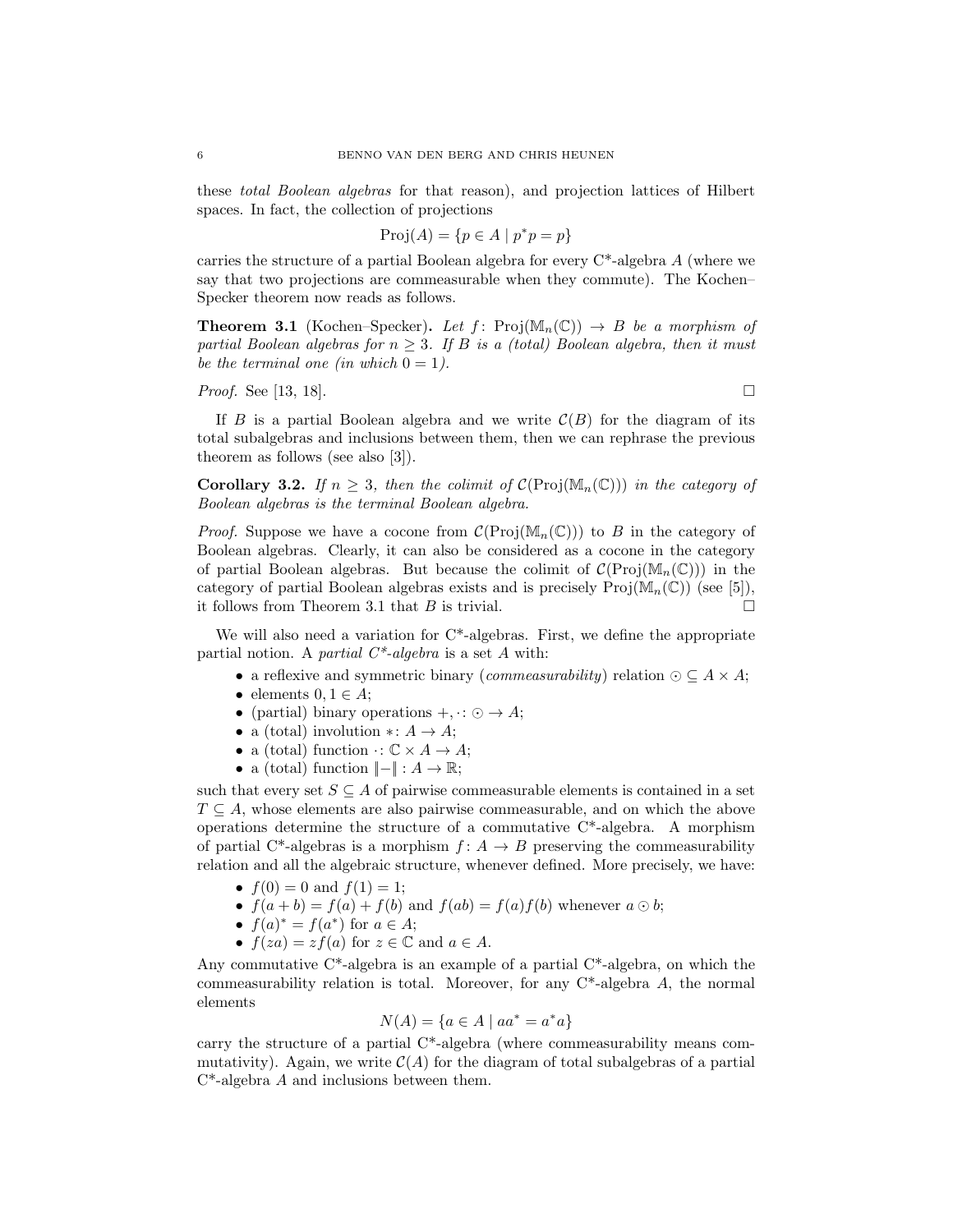these *total Boolean algebras* for that reason), and projection lattices of Hilbert spaces. In fact, the collection of projections

$$\mathrm{Proj}(A) = \{p \in A \mid p^*p = p\}$$

carries the structure of a partial Boolean algebra for every C*-algebra $A$ (where we say that two projections are commeasurable when they commute). The Kochen–Specker theorem now reads as follows.

**Theorem 3.1** (Kochen–Specker)**.** *Let $f\colon \mathrm{Proj}(\mathbb{M}_n(\mathbb{C})) \to B$ be a morphism of partial Boolean algebras for $n \geq 3$. If $B$ is a (total) Boolean algebra, then it must be the terminal one (in which $0 = 1$).*

*Proof.* See [13, 18]. □

If $B$ is a partial Boolean algebra and we write $\mathcal{C}(B)$ for the diagram of its total subalgebras and inclusions between them, then we can rephrase the previous theorem as follows (see also [3]).

**Corollary 3.2.** *If $n \geq 3$, then the colimit of $\mathcal{C}(\mathrm{Proj}(\mathbb{M}_n(\mathbb{C})))$ in the category of Boolean algebras is the terminal Boolean algebra.*

*Proof.* Suppose we have a cocone from $\mathcal{C}(\mathrm{Proj}(\mathbb{M}_n(\mathbb{C})))$ to $B$ in the category of Boolean algebras. Clearly, it can also be considered as a cocone in the category of partial Boolean algebras. But because the colimit of $\mathcal{C}(\mathrm{Proj}(\mathbb{M}_n(\mathbb{C})))$ in the category of partial Boolean algebras exists and is precisely $\mathrm{Proj}(\mathbb{M}_n(\mathbb{C}))$ (see [5]), it follows from Theorem 3.1 that $B$ is trivial. □

We will also need a variation for C*-algebras. First, we define the appropriate partial notion. A *partial C\*-algebra* is a set $A$ with:

- a reflexive and symmetric binary (*commeasurability*) relation $\odot \subseteq A \times A$;
- elements $0, 1 \in A$;
- (partial) binary operations $+, \cdot \colon \odot \to A$;
- a (total) involution $*\colon A \to A$;
- a (total) function $\cdot\colon \mathbb{C} \times A \to A$;
- a (total) function $\|-\|\colon A \to \mathbb{R}$;

such that every set $S \subseteq A$ of pairwise commeasurable elements is contained in a set $T \subseteq A$, whose elements are also pairwise commeasurable, and on which the above operations determine the structure of a commutative C*-algebra. A morphism of partial C*-algebras is a morphism $f\colon A \to B$ preserving the commeasurability relation and all the algebraic structure, whenever defined. More precisely, we have:

- $f(0) = 0$ and $f(1) = 1$;
- $f(a + b) = f(a) + f(b)$ and $f(ab) = f(a)f(b)$ whenever $a \odot b$;
- $f(a)^* = f(a^*)$ for $a \in A$;
- $f(za) = zf(a)$ for $z \in \mathbb{C}$ and $a \in A$.

Any commutative C*-algebra is an example of a partial C*-algebra, on which the commeasurability relation is total. Moreover, for any C*-algebra $A$, the normal elements

$$N(A) = \{a \in A \mid aa^* = a^*a\}$$

carry the structure of a partial C*-algebra (where commeasurability means commutativity). Again, we write $\mathcal{C}(A)$ for the diagram of total subalgebras of a partial C*-algebra $A$ and inclusions between them.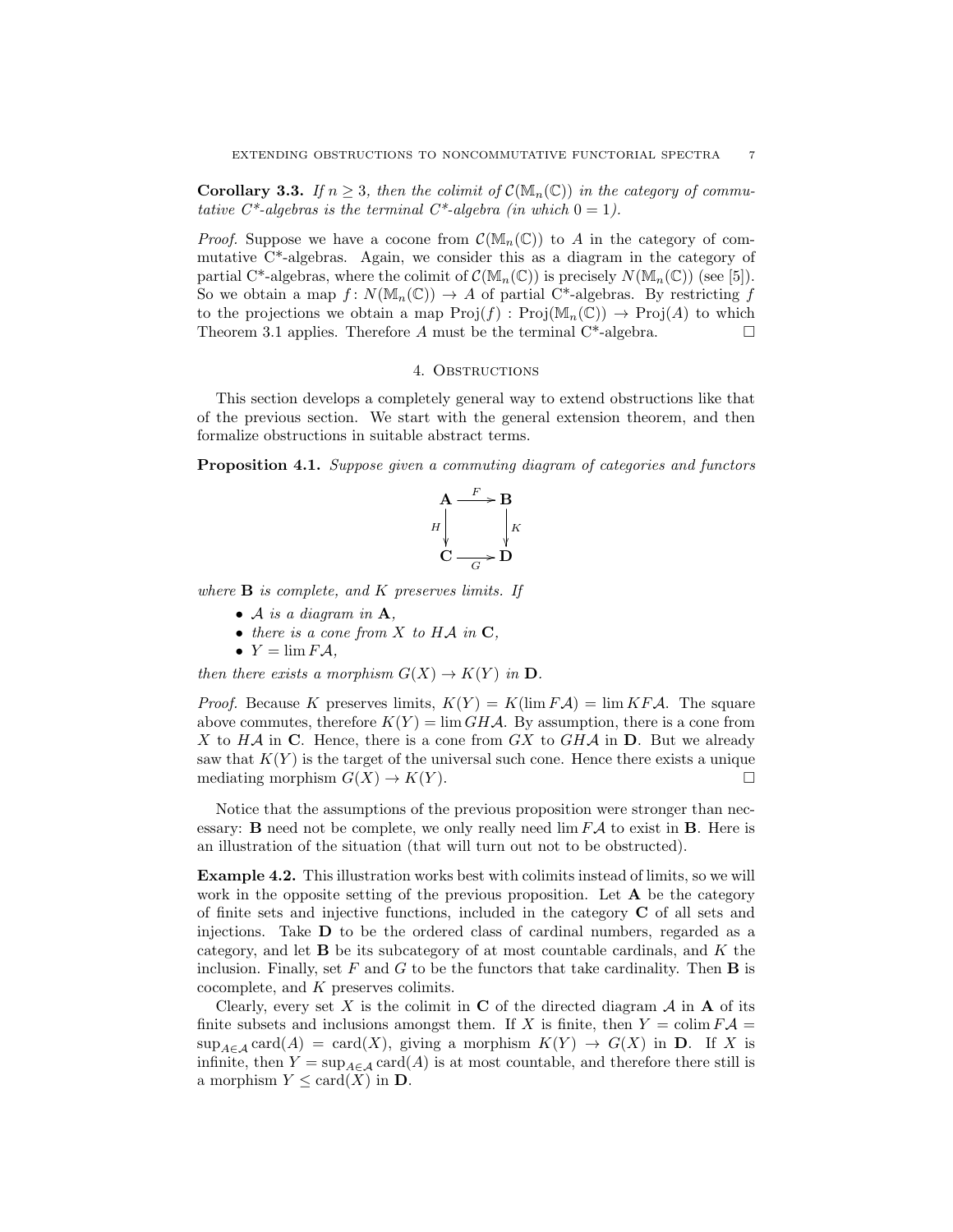**Corollary 3.3.** *If $n \geq 3$, then the colimit of $\mathcal{C}(\mathbb{M}_n(\mathbb{C}))$ in the category of commutative C\*-algebras is the terminal C\*-algebra (in which $0 = 1$).*

*Proof.* Suppose we have a cocone from $\mathcal{C}(\mathbb{M}_n(\mathbb{C}))$ to $A$ in the category of commutative C\*-algebras. Again, we consider this as a diagram in the category of partial C\*-algebras, where the colimit of $\mathcal{C}(\mathbb{M}_n(\mathbb{C}))$ is precisely $N(\mathbb{M}_n(\mathbb{C}))$ (see [5]). So we obtain a map $f\colon N(\mathbb{M}_n(\mathbb{C})) \to A$ of partial C\*-algebras. By restricting $f$ to the projections we obtain a map $\mathrm{Proj}(f) : \mathrm{Proj}(\mathbb{M}_n(\mathbb{C})) \to \mathrm{Proj}(A)$ to which Theorem 3.1 applies. Therefore $A$ must be the terminal C\*-algebra. □

## 4. Obstructions

This section develops a completely general way to extend obstructions like that of the previous section. We start with the general extension theorem, and then formalize obstructions in suitable abstract terms.

**Proposition 4.1.** *Suppose given a commuting diagram of categories and functors*

$$\begin{array}{ccc} \mathbf{A} & \xrightarrow{F} & \mathbf{B} \\ {\scriptstyle H}\downarrow & & \downarrow{\scriptstyle K} \\ \mathbf{C} & \xrightarrow[G]{} & \mathbf{D} \end{array}$$

*where $\mathbf{B}$ is complete, and $K$ preserves limits. If*

- *$\mathcal{A}$ is a diagram in $\mathbf{A}$,*
- *there is a cone from $X$ to $H\mathcal{A}$ in $\mathbf{C}$,*
- *$Y = \lim F\mathcal{A}$,*

*then there exists a morphism $G(X) \to K(Y)$ in $\mathbf{D}$.*

*Proof.* Because $K$ preserves limits, $K(Y) = K(\lim F\mathcal{A}) = \lim KF\mathcal{A}$. The square above commutes, therefore $K(Y) = \lim GH\mathcal{A}$. By assumption, there is a cone from $X$ to $H\mathcal{A}$ in $\mathbf{C}$. Hence, there is a cone from $GX$ to $GH\mathcal{A}$ in $\mathbf{D}$. But we already saw that $K(Y)$ is the target of the universal such cone. Hence there exists a unique mediating morphism $G(X) \to K(Y)$. □

Notice that the assumptions of the previous proposition were stronger than necessary: $\mathbf{B}$ need not be complete, we only really need $\lim F\mathcal{A}$ to exist in $\mathbf{B}$. Here is an illustration of the situation (that will turn out not to be obstructed).

**Example 4.2.** This illustration works best with colimits instead of limits, so we will work in the opposite setting of the previous proposition. Let $\mathbf{A}$ be the category of finite sets and injective functions, included in the category $\mathbf{C}$ of all sets and injections. Take $\mathbf{D}$ to be the ordered class of cardinal numbers, regarded as a category, and let $\mathbf{B}$ be its subcategory of at most countable cardinals, and $K$ the inclusion. Finally, set $F$ and $G$ to be the functors that take cardinality. Then $\mathbf{B}$ is cocomplete, and $K$ preserves colimits.

Clearly, every set $X$ is the colimit in $\mathbf{C}$ of the directed diagram $\mathcal{A}$ in $\mathbf{A}$ of its finite subsets and inclusions amongst them. If $X$ is finite, then $Y = \operatorname{colim} F\mathcal{A} = \sup_{A \in \mathcal{A}} \operatorname{card}(A) = \operatorname{card}(X)$, giving a morphism $K(Y) \to G(X)$ in $\mathbf{D}$. If $X$ is infinite, then $Y = \sup_{A \in \mathcal{A}} \operatorname{card}(A)$ is at most countable, and therefore there still is a morphism $Y \leq \operatorname{card}(X)$ in $\mathbf{D}$.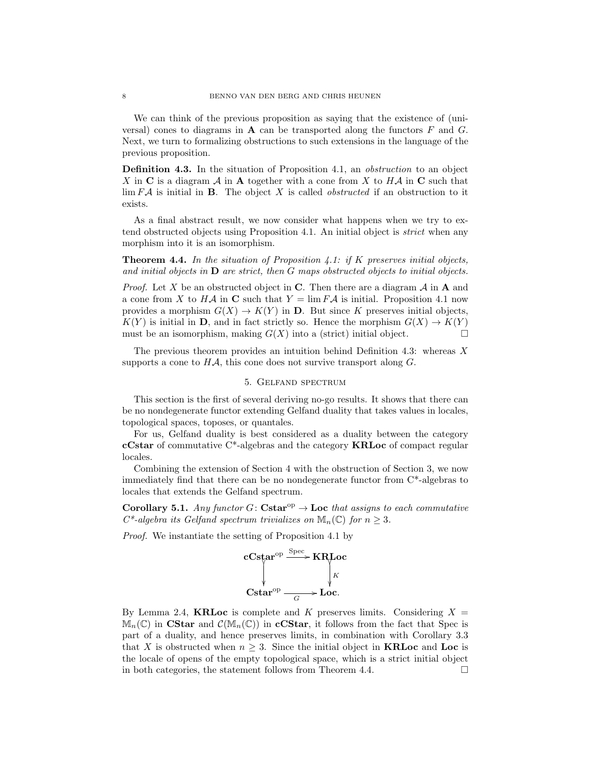We can think of the previous proposition as saying that the existence of (universal) cones to diagrams in **A** can be transported along the functors $F$ and $G$. Next, we turn to formalizing obstructions to such extensions in the language of the previous proposition.

**Definition 4.3.** In the situation of Proposition 4.1, an *obstruction* to an object $X$ in **C** is a diagram $\mathcal{A}$ in **A** together with a cone from $X$ to $H\mathcal{A}$ in **C** such that $\lim F\mathcal{A}$ is initial in **B**. The object $X$ is called *obstructed* if an obstruction to it exists.

As a final abstract result, we now consider what happens when we try to extend obstructed objects using Proposition 4.1. An initial object is *strict* when any morphism into it is an isomorphism.

**Theorem 4.4.** *In the situation of Proposition 4.1: if $K$ preserves initial objects, and initial objects in **D** are strict, then $G$ maps obstructed objects to initial objects.*

*Proof.* Let $X$ be an obstructed object in **C**. Then there are a diagram $\mathcal{A}$ in **A** and a cone from $X$ to $H\mathcal{A}$ in **C** such that $Y = \lim F\mathcal{A}$ is initial. Proposition 4.1 now provides a morphism $G(X) \to K(Y)$ in **D**. But since $K$ preserves initial objects, $K(Y)$ is initial in **D**, and in fact strictly so. Hence the morphism $G(X) \to K(Y)$ must be an isomorphism, making $G(X)$ into a (strict) initial object. □

The previous theorem provides an intuition behind Definition 4.3: whereas $X$ supports a cone to $H\mathcal{A}$, this cone does not survive transport along $G$.

## 5. Gelfand spectrum

This section is the first of several deriving no-go results. It shows that there can be no nondegenerate functor extending Gelfand duality that takes values in locales, topological spaces, toposes, or quantales.

For us, Gelfand duality is best considered as a duality between the category **cCstar** of commutative C\*-algebras and the category **KRLoc** of compact regular locales.

Combining the extension of Section 4 with the obstruction of Section 3, we now immediately find that there can be no nondegenerate functor from C\*-algebras to locales that extends the Gelfand spectrum.

**Corollary 5.1.** *Any functor $G\colon \mathbf{Cstar}^{\mathrm{op}} \to \mathbf{Loc}$ that assigns to each commutative C\*-algebra its Gelfand spectrum trivializes on $\mathbb{M}_n(\mathbb{C})$ for $n \geq 3$.*

*Proof.* We instantiate the setting of Proposition 4.1 by

$$\begin{array}{ccc} \mathbf{cCstar}^{\mathrm{op}} & \xrightarrow{\mathrm{Spec}} & \mathbf{KRLoc} \\ \big\downarrow & & \big\downarrow K \\ \mathbf{Cstar}^{\mathrm{op}} & \xrightarrow[G]{} & \mathbf{Loc}. \end{array}$$

By Lemma 2.4, **KRLoc** is complete and $K$ preserves limits. Considering $X = \mathbb{M}_n(\mathbb{C})$ in **CStar** and $\mathcal{C}(\mathbb{M}_n(\mathbb{C}))$ in **cCStar**, it follows from the fact that Spec is part of a duality, and hence preserves limits, in combination with Corollary 3.3 that $X$ is obstructed when $n \geq 3$. Since the initial object in **KRLoc** and **Loc** is the locale of opens of the empty topological space, which is a strict initial object in both categories, the statement follows from Theorem 4.4. □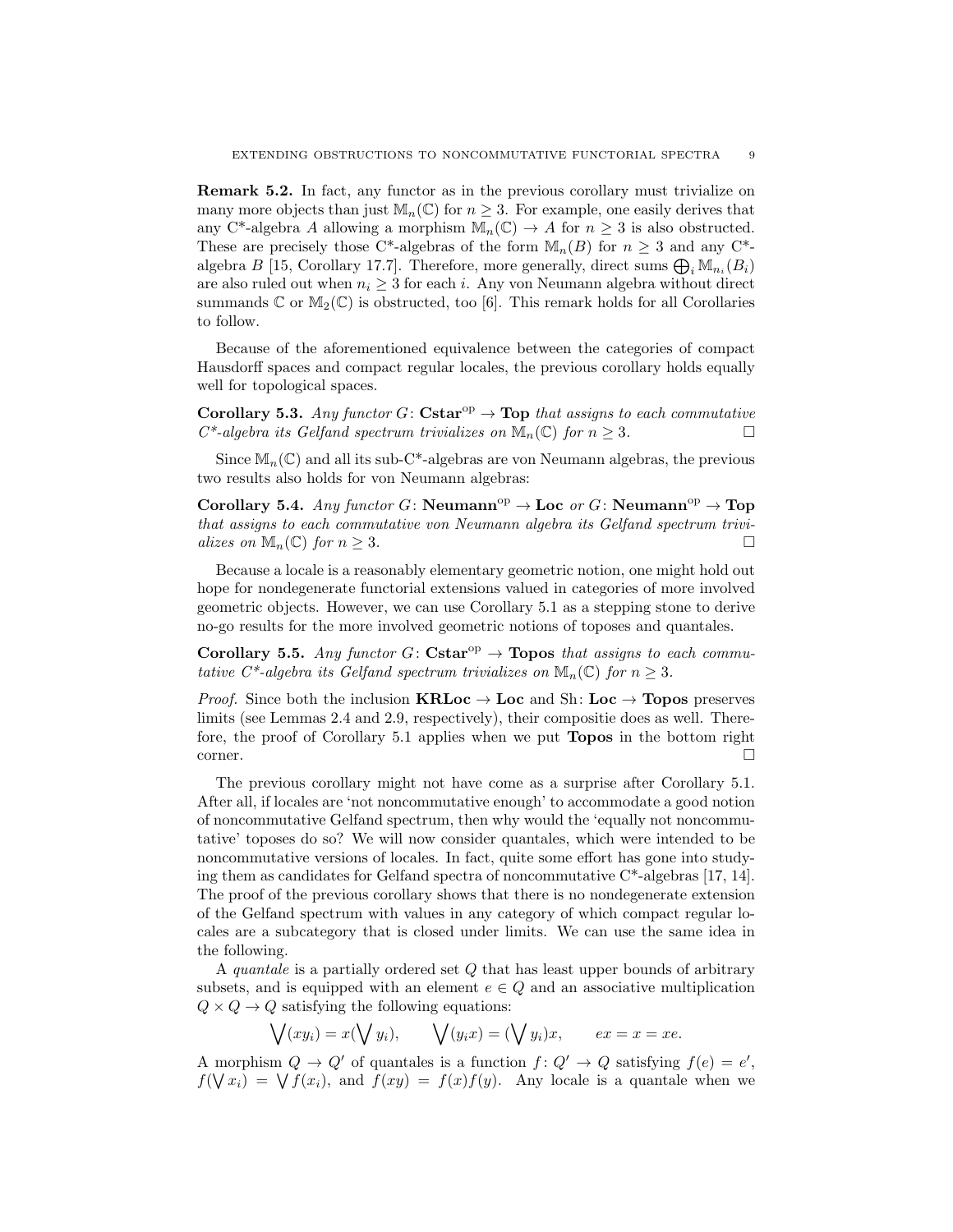**Remark 5.2.** In fact, any functor as in the previous corollary must trivialize on many more objects than just $\mathbb{M}_n(\mathbb{C})$ for $n \geq 3$. For example, one easily derives that any C*-algebra $A$ allowing a morphism $\mathbb{M}_n(\mathbb{C}) \to A$ for $n \geq 3$ is also obstructed. These are precisely those C*-algebras of the form $\mathbb{M}_n(B)$ for $n \geq 3$ and any C*-algebra $B$ [15, Corollary 17.7]. Therefore, more generally, direct sums $\bigoplus_i \mathbb{M}_{n_i}(B_i)$ are also ruled out when $n_i \geq 3$ for each $i$. Any von Neumann algebra without direct summands $\mathbb{C}$ or $\mathbb{M}_2(\mathbb{C})$ is obstructed, too [6]. This remark holds for all Corollaries to follow.

Because of the aforementioned equivalence between the categories of compact Hausdorff spaces and compact regular locales, the previous corollary holds equally well for topological spaces.

**Corollary 5.3.** *Any functor $G\colon \mathbf{Cstar}^{\mathrm{op}} \to \mathbf{Top}$ that assigns to each commutative C\*-algebra its Gelfand spectrum trivializes on $\mathbb{M}_n(\mathbb{C})$ for $n \geq 3$.* □

Since $\mathbb{M}_n(\mathbb{C})$ and all its sub-C*-algebras are von Neumann algebras, the previous two results also holds for von Neumann algebras:

**Corollary 5.4.** *Any functor $G\colon \mathbf{Neumann}^{\mathrm{op}} \to \mathbf{Loc}$ or $G\colon \mathbf{Neumann}^{\mathrm{op}} \to \mathbf{Top}$ that assigns to each commutative von Neumann algebra its Gelfand spectrum trivializes on $\mathbb{M}_n(\mathbb{C})$ for $n \geq 3$.* □

Because a locale is a reasonably elementary geometric notion, one might hold out hope for nondegenerate functorial extensions valued in categories of more involved geometric objects. However, we can use Corollary 5.1 as a stepping stone to derive no-go results for the more involved geometric notions of toposes and quantales.

**Corollary 5.5.** *Any functor $G\colon \mathbf{Cstar}^{\mathrm{op}} \to \mathbf{Topos}$ that assigns to each commutative C\*-algebra its Gelfand spectrum trivializes on $\mathbb{M}_n(\mathbb{C})$ for $n \geq 3$.*

*Proof.* Since both the inclusion $\mathbf{KRLoc} \to \mathbf{Loc}$ and $\mathrm{Sh}\colon \mathbf{Loc} \to \mathbf{Topos}$ preserves limits (see Lemmas 2.4 and 2.9, respectively), their compositie does as well. Therefore, the proof of Corollary 5.1 applies when we put $\mathbf{Topos}$ in the bottom right corner. □

The previous corollary might not have come as a surprise after Corollary 5.1. After all, if locales are 'not noncommutative enough' to accommodate a good notion of noncommutative Gelfand spectrum, then why would the 'equally not noncommutative' toposes do so? We will now consider quantales, which were intended to be noncommutative versions of locales. In fact, quite some effort has gone into studying them as candidates for Gelfand spectra of noncommutative C*-algebras [17, 14]. The proof of the previous corollary shows that there is no nondegenerate extension of the Gelfand spectrum with values in any category of which compact regular locales are a subcategory that is closed under limits. We can use the same idea in the following.

A *quantale* is a partially ordered set $Q$ that has least upper bounds of arbitrary subsets, and is equipped with an element $e \in Q$ and an associative multiplication $Q \times Q \to Q$ satisfying the following equations:

$$\bigvee (xy_i) = x(\bigvee y_i), \qquad \bigvee (y_i x) = (\bigvee y_i)x, \qquad ex = x = xe.$$

A morphism $Q \to Q'$ of quantales is a function $f\colon Q' \to Q$ satisfying $f(e) = e'$, $f(\bigvee x_i) = \bigvee f(x_i)$, and $f(xy) = f(x)f(y)$. Any locale is a quantale when we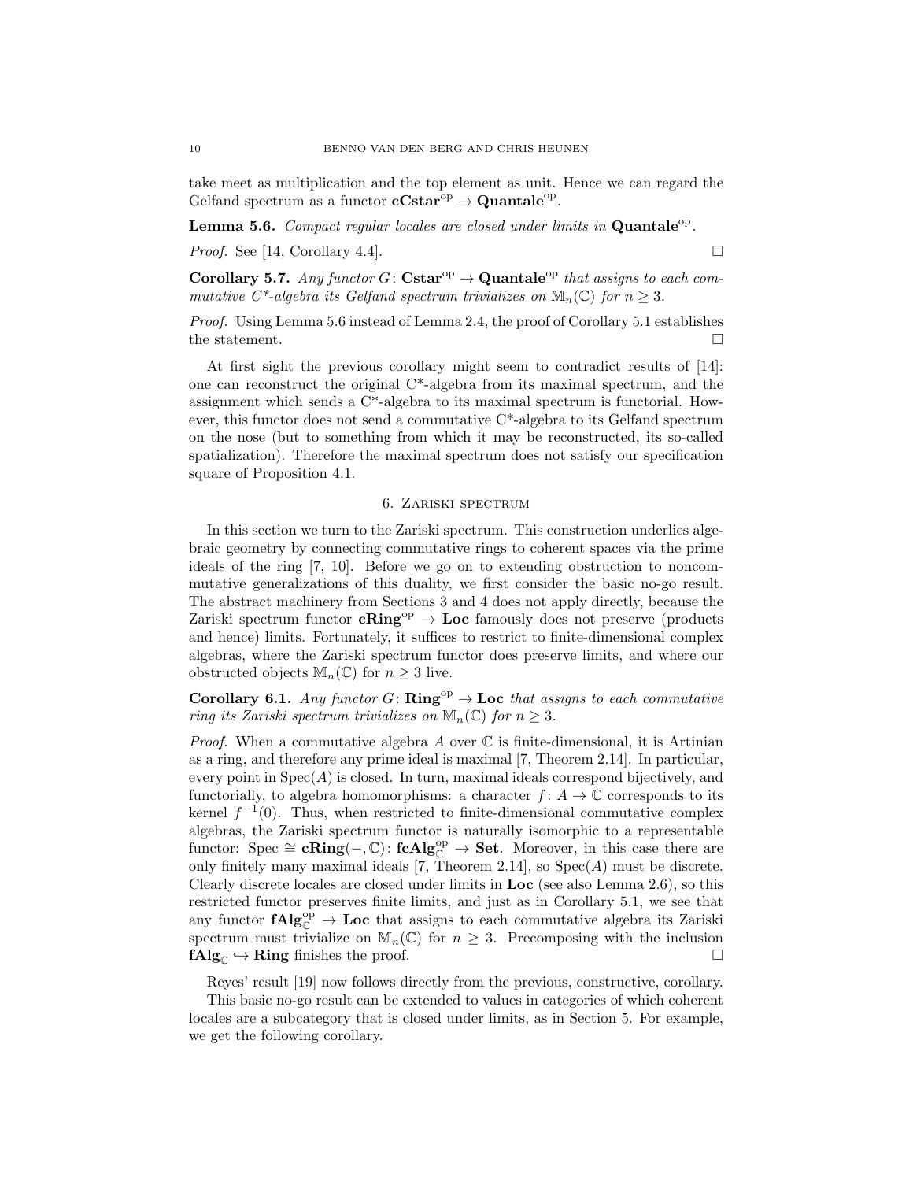take meet as multiplication and the top element as unit. Hence we can regard the Gelfand spectrum as a functor $\mathbf{cCstar}^{\mathrm{op}} \to \mathbf{Quantale}^{\mathrm{op}}$.

**Lemma 5.6.** *Compact regular locales are closed under limits in* $\mathbf{Quantale}^{\mathrm{op}}$*.*

*Proof.* See [14, Corollary 4.4]. □

**Corollary 5.7.** *Any functor* $G\colon \mathbf{Cstar}^{\mathrm{op}} \to \mathbf{Quantale}^{\mathrm{op}}$ *that assigns to each commutative C\*-algebra its Gelfand spectrum trivializes on* $\mathbb{M}_n(\mathbb{C})$ *for* $n \geq 3$*.*

*Proof.* Using Lemma 5.6 instead of Lemma 2.4, the proof of Corollary 5.1 establishes the statement. □

At first sight the previous corollary might seem to contradict results of [14]: one can reconstruct the original C\*-algebra from its maximal spectrum, and the assignment which sends a C\*-algebra to its maximal spectrum is functorial. However, this functor does not send a commutative C\*-algebra to its Gelfand spectrum on the nose (but to something from which it may be reconstructed, its so-called spatialization). Therefore the maximal spectrum does not satisfy our specification square of Proposition 4.1.

## 6. Zariski spectrum

In this section we turn to the Zariski spectrum. This construction underlies algebraic geometry by connecting commutative rings to coherent spaces via the prime ideals of the ring [7, 10]. Before we go on to extending obstruction to noncommutative generalizations of this duality, we first consider the basic no-go result. The abstract machinery from Sections 3 and 4 does not apply directly, because the Zariski spectrum functor $\mathbf{cRing}^{\mathrm{op}} \to \mathbf{Loc}$ famously does not preserve (products and hence) limits. Fortunately, it suffices to restrict to finite-dimensional complex algebras, where the Zariski spectrum functor does preserve limits, and where our obstructed objects $\mathbb{M}_n(\mathbb{C})$ for $n \geq 3$ live.

**Corollary 6.1.** *Any functor* $G\colon \mathbf{Ring}^{\mathrm{op}} \to \mathbf{Loc}$ *that assigns to each commutative ring its Zariski spectrum trivializes on* $\mathbb{M}_n(\mathbb{C})$ *for* $n \geq 3$*.*

*Proof.* When a commutative algebra $A$ over $\mathbb{C}$ is finite-dimensional, it is Artinian as a ring, and therefore any prime ideal is maximal [7, Theorem 2.14]. In particular, every point in $\mathrm{Spec}(A)$ is closed. In turn, maximal ideals correspond bijectively, and functorially, to algebra homomorphisms: a character $f\colon A \to \mathbb{C}$ corresponds to its kernel $f^{-1}(0)$. Thus, when restricted to finite-dimensional commutative complex algebras, the Zariski spectrum functor is naturally isomorphic to a representable functor: $\mathrm{Spec} \cong \mathbf{cRing}(-,\mathbb{C})\colon \mathbf{fcAlg}_{\mathbb{C}}^{\mathrm{op}} \to \mathbf{Set}$. Moreover, in this case there are only finitely many maximal ideals [7, Theorem 2.14], so $\mathrm{Spec}(A)$ must be discrete. Clearly discrete locales are closed under limits in $\mathbf{Loc}$ (see also Lemma 2.6), so this restricted functor preserves finite limits, and just as in Corollary 5.1, we see that any functor $\mathbf{fAlg}_{\mathbb{C}}^{\mathrm{op}} \to \mathbf{Loc}$ that assigns to each commutative algebra its Zariski spectrum must trivialize on $\mathbb{M}_n(\mathbb{C})$ for $n \geq 3$. Precomposing with the inclusion $\mathbf{fAlg}_{\mathbb{C}} \hookrightarrow \mathbf{Ring}$ finishes the proof. □

Reyes' result [19] now follows directly from the previous, constructive, corollary.

This basic no-go result can be extended to values in categories of which coherent locales are a subcategory that is closed under limits, as in Section 5. For example, we get the following corollary.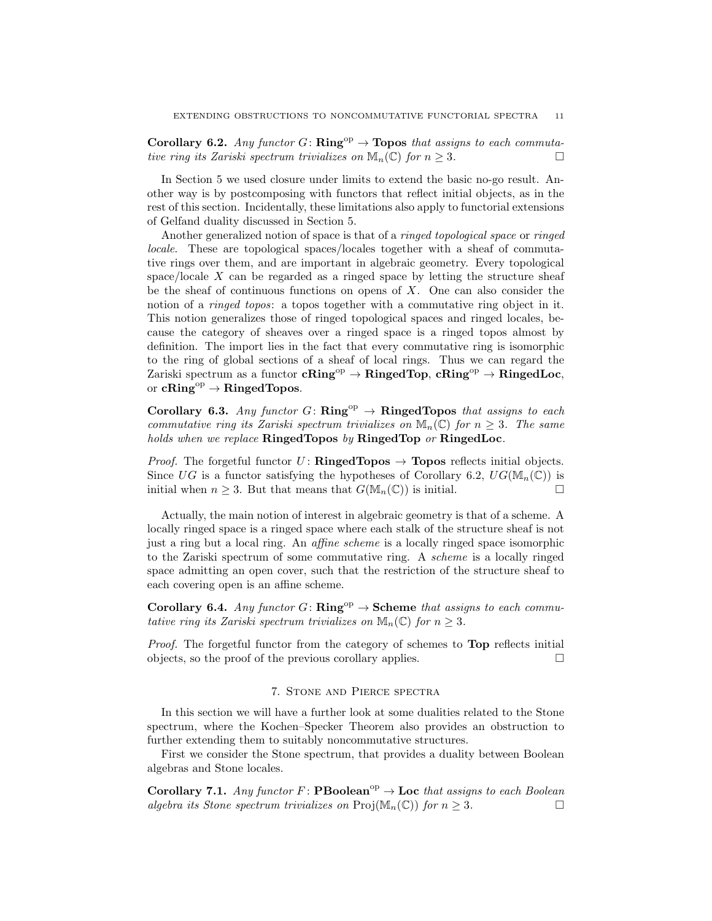**Corollary 6.2.** *Any functor $G\colon \mathbf{Ring}^{\mathrm{op}} \to \mathbf{Topos}$ that assigns to each commutative ring its Zariski spectrum trivializes on $\mathbb{M}_n(\mathbb{C})$ for $n \geq 3$.* □

In Section 5 we used closure under limits to extend the basic no-go result. Another way is by postcomposing with functors that reflect initial objects, as in the rest of this section. Incidentally, these limitations also apply to functorial extensions of Gelfand duality discussed in Section 5.

Another generalized notion of space is that of a *ringed topological space* or *ringed locale*. These are topological spaces/locales together with a sheaf of commutative rings over them, and are important in algebraic geometry. Every topological space/locale $X$ can be regarded as a ringed space by letting the structure sheaf be the sheaf of continuous functions on opens of $X$. One can also consider the notion of a *ringed topos*: a topos together with a commutative ring object in it. This notion generalizes those of ringed topological spaces and ringed locales, because the category of sheaves over a ringed space is a ringed topos almost by definition. The import lies in the fact that every commutative ring is isomorphic to the ring of global sections of a sheaf of local rings. Thus we can regard the Zariski spectrum as a functor $\mathbf{cRing}^{\mathrm{op}} \to \mathbf{RingedTop}$, $\mathbf{cRing}^{\mathrm{op}} \to \mathbf{RingedLoc}$, or $\mathbf{cRing}^{\mathrm{op}} \to \mathbf{RingedTopos}$.

**Corollary 6.3.** *Any functor $G\colon \mathbf{Ring}^{\mathrm{op}} \to \mathbf{RingedTopos}$ that assigns to each commutative ring its Zariski spectrum trivializes on $\mathbb{M}_n(\mathbb{C})$ for $n \geq 3$. The same holds when we replace* **RingedTopos** *by* **RingedTop** *or* **RingedLoc**.

*Proof.* The forgetful functor $U\colon \mathbf{RingedTopos} \to \mathbf{Topos}$ reflects initial objects. Since $UG$ is a functor satisfying the hypotheses of Corollary 6.2, $UG(\mathbb{M}_n(\mathbb{C}))$ is initial when $n \geq 3$. But that means that $G(\mathbb{M}_n(\mathbb{C}))$ is initial. □

Actually, the main notion of interest in algebraic geometry is that of a scheme. A locally ringed space is a ringed space where each stalk of the structure sheaf is not just a ring but a local ring. An *affine scheme* is a locally ringed space isomorphic to the Zariski spectrum of some commutative ring. A *scheme* is a locally ringed space admitting an open cover, such that the restriction of the structure sheaf to each covering open is an affine scheme.

**Corollary 6.4.** *Any functor $G\colon \mathbf{Ring}^{\mathrm{op}} \to \mathbf{Scheme}$ that assigns to each commutative ring its Zariski spectrum trivializes on $\mathbb{M}_n(\mathbb{C})$ for $n \geq 3$.*

*Proof.* The forgetful functor from the category of schemes to **Top** reflects initial objects, so the proof of the previous corollary applies. □

## 7. Stone and Pierce spectra

In this section we will have a further look at some dualities related to the Stone spectrum, where the Kochen–Specker Theorem also provides an obstruction to further extending them to suitably noncommutative structures.

First we consider the Stone spectrum, that provides a duality between Boolean algebras and Stone locales.

**Corollary 7.1.** *Any functor $F\colon \mathbf{PBoolean}^{\mathrm{op}} \to \mathbf{Loc}$ that assigns to each Boolean algebra its Stone spectrum trivializes on $\mathrm{Proj}(\mathbb{M}_n(\mathbb{C}))$ for $n \geq 3$.* □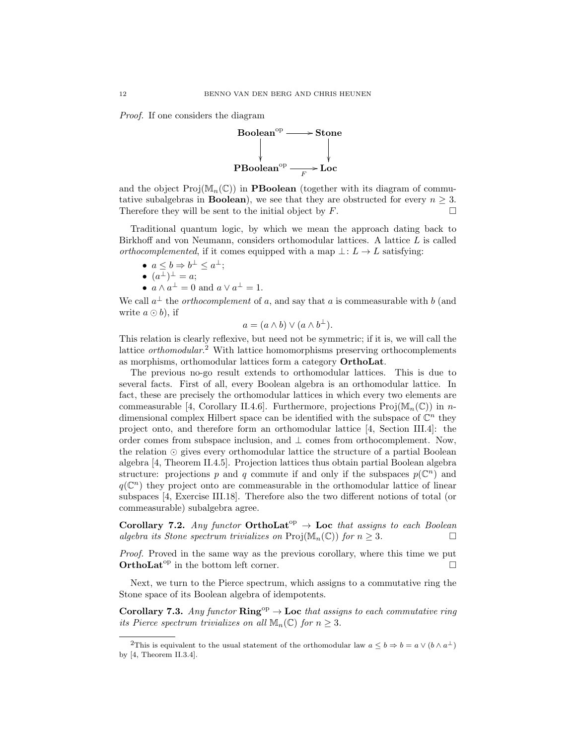*Proof.* If one considers the diagram

$$\begin{array}{ccc} \mathbf{Boolean}^{\mathrm{op}} & \longrightarrow & \mathbf{Stone} \\ \downarrow & & \downarrow \\ \mathbf{PBoolean}^{\mathrm{op}} & \xrightarrow[F]{} & \mathbf{Loc} \end{array}$$

and the object $\mathrm{Proj}(\mathbb{M}_n(\mathbb{C}))$ in **PBoolean** (together with its diagram of commutative subalgebras in **Boolean**), we see that they are obstructed for every $n \geq 3$. Therefore they will be sent to the initial object by $F$. □

Traditional quantum logic, by which we mean the approach dating back to Birkhoff and von Neumann, considers orthomodular lattices. A lattice $L$ is called *orthocomplemented*, if it comes equipped with a map $\perp : L \to L$ satisfying:

- $a \leq b \Rightarrow b^\perp \leq a^\perp$;
- $(a^\perp)^\perp = a$;
- $a \wedge a^\perp = 0$ and $a \vee a^\perp = 1$.

We call $a^\perp$ the *orthocomplement* of $a$, and say that $a$ is commeasurable with $b$ (and write $a \odot b$), if

$$a = (a \wedge b) \vee (a \wedge b^\perp).$$

This relation is clearly reflexive, but need not be symmetric; if it is, we will call the lattice *orthomodular*.[2] With lattice homomorphisms preserving orthocomplements as morphisms, orthomodular lattices form a category **OrthoLat**.

The previous no-go result extends to orthomodular lattices. This is due to several facts. First of all, every Boolean algebra is an orthomodular lattice. In fact, these are precisely the orthomodular lattices in which every two elements are commeasurable [4, Corollary II.4.6]. Furthermore, projections $\mathrm{Proj}(\mathbb{M}_n(\mathbb{C}))$ in $n$-dimensional complex Hilbert space can be identified with the subspace of $\mathbb{C}^n$ they project onto, and therefore form an orthomodular lattice [4, Section III.4]: the order comes from subspace inclusion, and $\perp$ comes from orthocomplement. Now, the relation $\odot$ gives every orthomodular lattice the structure of a partial Boolean algebra [4, Theorem II.4.5]. Projection lattices thus obtain partial Boolean algebra structure: projections $p$ and $q$ commute if and only if the subspaces $p(\mathbb{C}^n)$ and $q(\mathbb{C}^n)$ they project onto are commeasurable in the orthomodular lattice of linear subspaces [4, Exercise III.18]. Therefore also the two different notions of total (or commeasurable) subalgebra agree.

**Corollary 7.2.** *Any functor* $\mathbf{OrthoLat}^{\mathrm{op}} \to \mathbf{Loc}$ *that assigns to each Boolean algebra its Stone spectrum trivializes on* $\mathrm{Proj}(\mathbb{M}_n(\mathbb{C}))$ *for* $n \geq 3$. □

*Proof.* Proved in the same way as the previous corollary, where this time we put $\mathbf{OrthoLat}^{\mathrm{op}}$ in the bottom left corner. □

Next, we turn to the Pierce spectrum, which assigns to a commutative ring the Stone space of its Boolean algebra of idempotents.

**Corollary 7.3.** *Any functor* $\mathbf{Ring}^{\mathrm{op}} \to \mathbf{Loc}$ *that assigns to each commutative ring its Pierce spectrum trivializes on all* $\mathbb{M}_n(\mathbb{C})$ *for* $n \geq 3$.

---

[2] This is equivalent to the usual statement of the orthomodular law $a \leq b \Rightarrow b = a \vee (b \wedge a^\perp)$ by [4, Theorem II.3.4].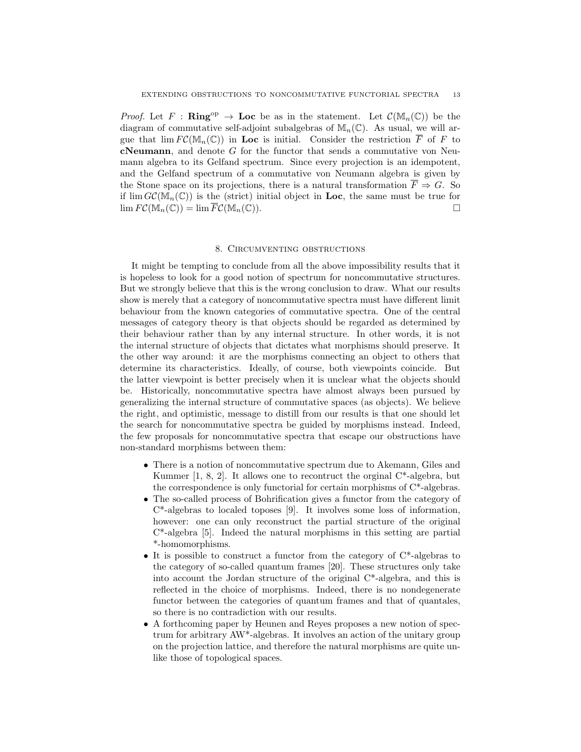*Proof.* Let $F : \mathbf{Ring}^{\mathrm{op}} \to \mathbf{Loc}$ be as in the statement. Let $\mathcal{C}(\mathbb{M}_n(\mathbb{C}))$ be the diagram of commutative self-adjoint subalgebras of $\mathbb{M}_n(\mathbb{C})$. As usual, we will argue that $\lim F\mathcal{C}(\mathbb{M}_n(\mathbb{C}))$ in $\mathbf{Loc}$ is initial. Consider the restriction $\overline{F}$ of $F$ to **cNeumann**, and denote $G$ for the functor that sends a commutative von Neumann algebra to its Gelfand spectrum. Since every projection is an idempotent, and the Gelfand spectrum of a commutative von Neumann algebra is given by the Stone space on its projections, there is a natural transformation $\overline{F} \Rightarrow G$. So if $\lim G\mathcal{C}(\mathbb{M}_n(\mathbb{C}))$ is the (strict) initial object in $\mathbf{Loc}$, the same must be true for $\lim F\mathcal{C}(\mathbb{M}_n(\mathbb{C})) = \lim \overline{F}\mathcal{C}(\mathbb{M}_n(\mathbb{C}))$. □

## 8. Circumventing obstructions

It might be tempting to conclude from all the above impossibility results that it is hopeless to look for a good notion of spectrum for noncommutative structures. But we strongly believe that this is the wrong conclusion to draw. What our results show is merely that a category of noncommutative spectra must have different limit behaviour from the known categories of commutative spectra. One of the central messages of category theory is that objects should be regarded as determined by their behaviour rather than by any internal structure. In other words, it is not the internal structure of objects that dictates what morphisms should preserve. It the other way around: it are the morphisms connecting an object to others that determine its characteristics. Ideally, of course, both viewpoints coincide. But the latter viewpoint is better precisely when it is unclear what the objects should be. Historically, noncommutative spectra have almost always been pursued by generalizing the internal structure of commutative spaces (as objects). We believe the right, and optimistic, message to distill from our results is that one should let the search for noncommutative spectra be guided by morphisms instead. Indeed, the few proposals for noncommutative spectra that escape our obstructions have non-standard morphisms between them:

- There is a notion of noncommutative spectrum due to Akemann, Giles and Kummer [1, 8, 2]. It allows one to recontruct the orginal C*-algebra, but the correspondence is only functorial for certain morphisms of C*-algebras.
- The so-called process of Bohrification gives a functor from the category of C*-algebras to localed toposes [9]. It involves some loss of information, however: one can only reconstruct the partial structure of the original C*-algebra [5]. Indeed the natural morphisms in this setting are partial *-homomorphisms.
- It is possible to construct a functor from the category of C*-algebras to the category of so-called quantum frames [20]. These structures only take into account the Jordan structure of the original C*-algebra, and this is reflected in the choice of morphisms. Indeed, there is no nondegenerate functor between the categories of quantum frames and that of quantales, so there is no contradiction with our results.
- A forthcoming paper by Heunen and Reyes proposes a new notion of spectrum for arbitrary AW*-algebras. It involves an action of the unitary group on the projection lattice, and therefore the natural morphisms are quite unlike those of topological spaces.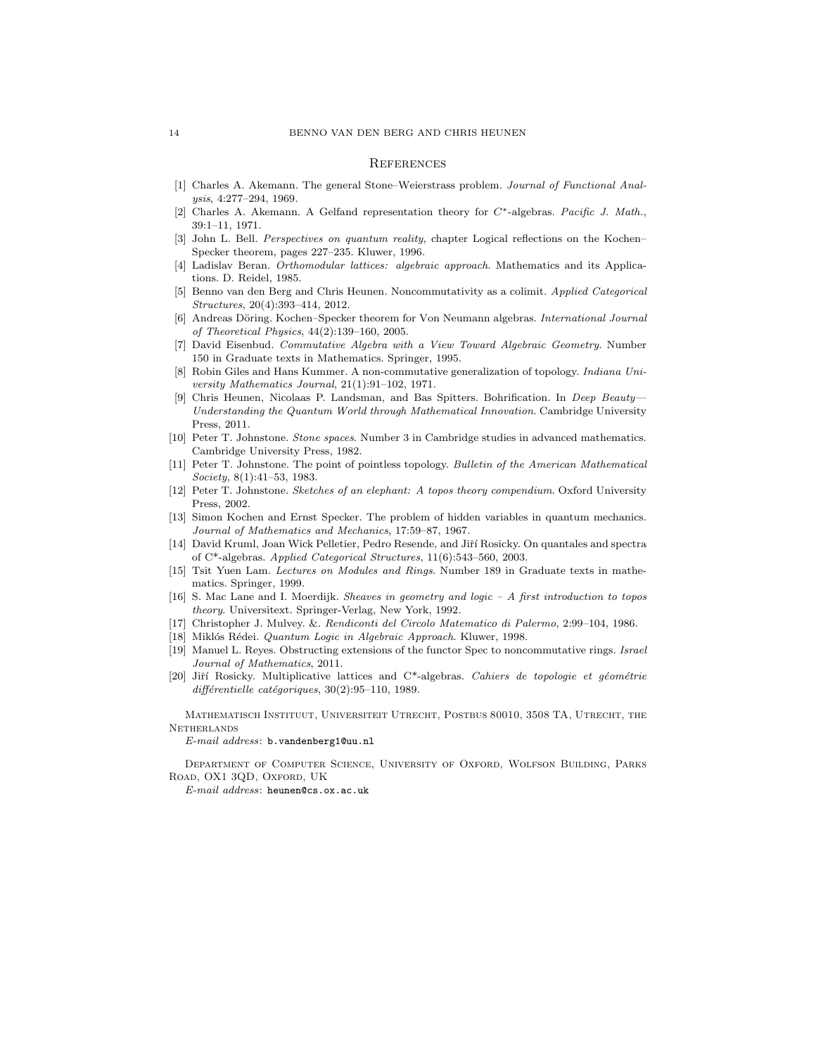## References

[1] Charles A. Akemann. The general Stone–Weierstrass problem. *Journal of Functional Analysis*, 4:277–294, 1969.

[2] Charles A. Akemann. A Gelfand representation theory for $C^*$-algebras. *Pacific J. Math.*, 39:1–11, 1971.

[3] John L. Bell. *Perspectives on quantum reality*, chapter Logical reflections on the Kochen–Specker theorem, pages 227–235. Kluwer, 1996.

[4] Ladislav Beran. *Orthomodular lattices: algebraic approach*. Mathematics and its Applications. D. Reidel, 1985.

[5] Benno van den Berg and Chris Heunen. Noncommutativity as a colimit. *Applied Categorical Structures*, 20(4):393–414, 2012.

[6] Andreas Döring. Kochen–Specker theorem for Von Neumann algebras. *International Journal of Theoretical Physics*, 44(2):139–160, 2005.

[7] David Eisenbud. *Commutative Algebra with a View Toward Algebraic Geometry*. Number 150 in Graduate texts in Mathematics. Springer, 1995.

[8] Robin Giles and Hans Kummer. A non-commutative generalization of topology. *Indiana University Mathematics Journal*, 21(1):91–102, 1971.

[9] Chris Heunen, Nicolaas P. Landsman, and Bas Spitters. Bohrification. In *Deep Beauty—Understanding the Quantum World through Mathematical Innovation*. Cambridge University Press, 2011.

[10] Peter T. Johnstone. *Stone spaces*. Number 3 in Cambridge studies in advanced mathematics. Cambridge University Press, 1982.

[11] Peter T. Johnstone. The point of pointless topology. *Bulletin of the American Mathematical Society*, 8(1):41–53, 1983.

[12] Peter T. Johnstone. *Sketches of an elephant: A topos theory compendium*. Oxford University Press, 2002.

[13] Simon Kochen and Ernst Specker. The problem of hidden variables in quantum mechanics. *Journal of Mathematics and Mechanics*, 17:59–87, 1967.

[14] David Kruml, Joan Wick Pelletier, Pedro Resende, and Jiří Rosicky. On quantales and spectra of C*-algebras. *Applied Categorical Structures*, 11(6):543–560, 2003.

[15] Tsit Yuen Lam. *Lectures on Modules and Rings*. Number 189 in Graduate texts in mathematics. Springer, 1999.

[16] S. Mac Lane and I. Moerdijk. *Sheaves in geometry and logic – A first introduction to topos theory*. Universitext. Springer-Verlag, New York, 1992.

[17] Christopher J. Mulvey. &. *Rendiconti del Circolo Matematico di Palermo*, 2:99–104, 1986.

[18] Miklós Rédei. *Quantum Logic in Algebraic Approach*. Kluwer, 1998.

[19] Manuel L. Reyes. Obstructing extensions of the functor Spec to noncommutative rings. *Israel Journal of Mathematics*, 2011.

[20] Jiří Rosicky. Multiplicative lattices and C*-algebras. *Cahiers de topologie et géométrie différentielle catégoriques*, 30(2):95–110, 1989.

Mathematisch Instituut, Universiteit Utrecht, Postbus 80010, 3508 TA, Utrecht, the Netherlands

*E-mail address*: b.vandenberg1@uu.nl

Department of Computer Science, University of Oxford, Wolfson Building, Parks Road, OX1 3QD, Oxford, UK

*E-mail address*: heunen@cs.ox.ac.uk